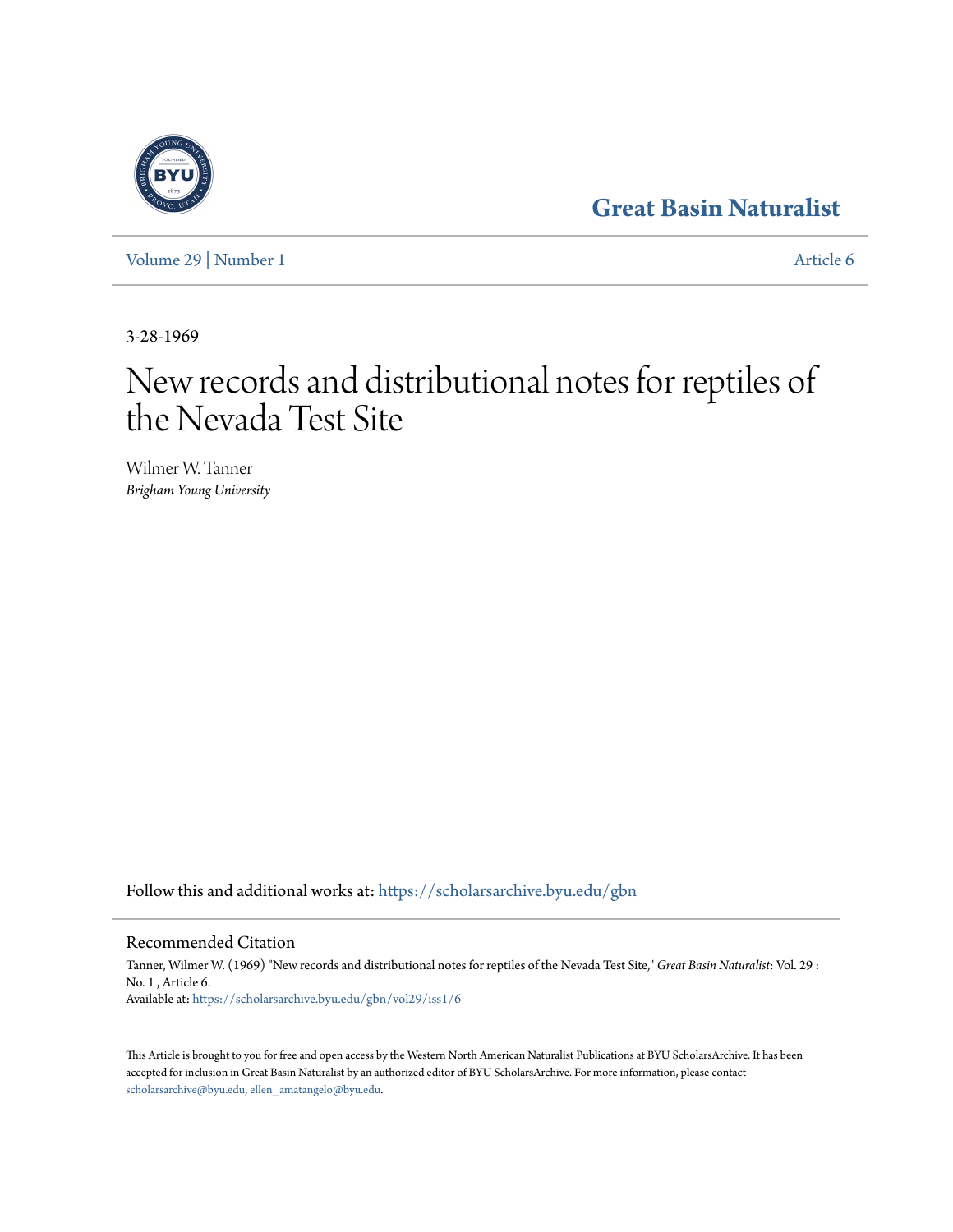Great Basin Naturalist

Volume 29 | Number 1 Article 6

3-28-1969

# New records and distributional notes for reptiles of the Nevada Test Site

Wilmer W. Tanner
*Brigham Young University*

Follow this and additional works at: https://scholarsarchive.byu.edu/gbn

## Recommended Citation

Tanner, Wilmer W. (1969) "New records and distributional notes for reptiles of the Nevada Test Site," *Great Basin Naturalist*: Vol. 29 : No. 1 , Article 6.
Available at: https://scholarsarchive.byu.edu/gbn/vol29/iss1/6

This Article is brought to you for free and open access by the Western North American Naturalist Publications at BYU ScholarsArchive. It has been accepted for inclusion in Great Basin Naturalist by an authorized editor of BYU ScholarsArchive. For more information, please contact scholarsarchive@byu.edu, ellen_amatangelo@byu.edu.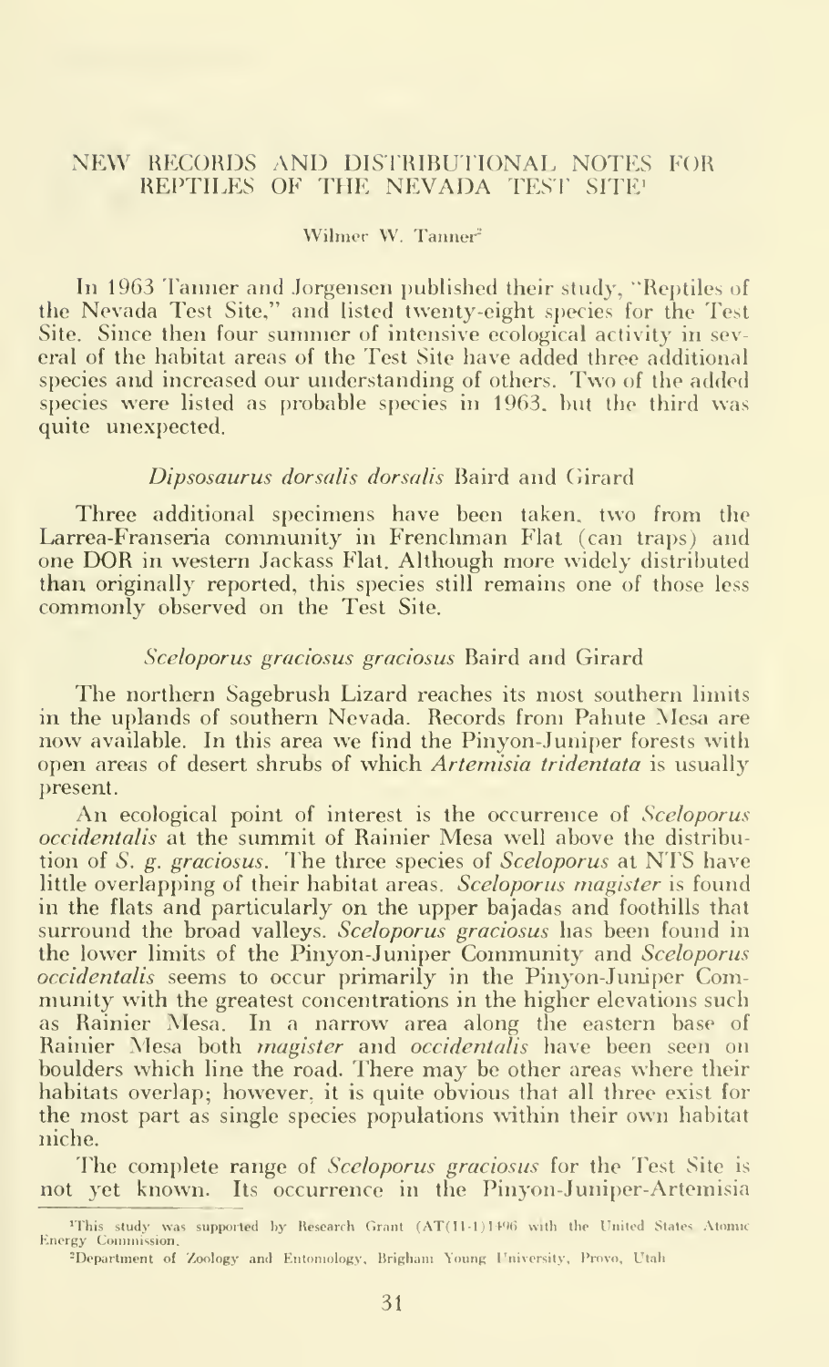# NEW RECORDS AND DISTRIBUTIONAL NOTES FOR REPTILES OF THE NEVADA TEST SITE[1]

Wilmer W. Tanner[2]

In 1963 Tanner and Jorgensen published their study, "Reptiles of the Nevada Test Site," and listed twenty-eight species for the Test Site. Since then four summer of intensive ecological activity in several of the habitat areas of the Test Site have added three additional species and increased our understanding of others. Two of the added species were listed as probable species in 1963, but the third was quite unexpected.

### *Dipsosaurus dorsalis dorsalis* Baird and Girard

Three additional specimens have been taken, two from the Larrea-Franseria community in Frenchman Flat (can traps) and one DOR in western Jackass Flat. Although more widely distributed than originally reported, this species still remains one of those less commonly observed on the Test Site.

### *Sceloporus graciosus graciosus* Baird and Girard

The northern Sagebrush Lizard reaches its most southern limits in the uplands of southern Nevada. Records from Pahute Mesa are now available. In this area we find the Pinyon-Juniper forests with open areas of desert shrubs of which *Artemisia tridentata* is usually present.

An ecological point of interest is the occurrence of *Sceloporus occidentalis* at the summit of Rainier Mesa well above the distribution of *S. g. graciosus*. The three species of *Sceloporus* at NTS have little overlapping of their habitat areas. *Sceloporus magister* is found in the flats and particularly on the upper bajadas and foothills that surround the broad valleys. *Sceloporus graciosus* has been found in the lower limits of the Pinyon-Juniper Community and *Sceloporus occidentalis* seems to occur primarily in the Pinyon-Juniper Community with the greatest concentrations in the higher elevations such as Rainier Mesa. In a narrow area along the eastern base of Rainier Mesa both *magister* and *occidentalis* have been seen on boulders which line the road. There may be other areas where their habitats overlap; however, it is quite obvious that all three exist for the most part as single species populations within their own habitat niche.

The complete range of *Sceloporus graciosus* for the Test Site is not yet known. Its occurrence in the Pinyon-Juniper-Artemisia

[1] This study was supported by Research Grant (AT(11-1)1496 with the United States Atomic Energy Commission.

[2] Department of Zoology and Entomology, Brigham Young University, Provo, Utah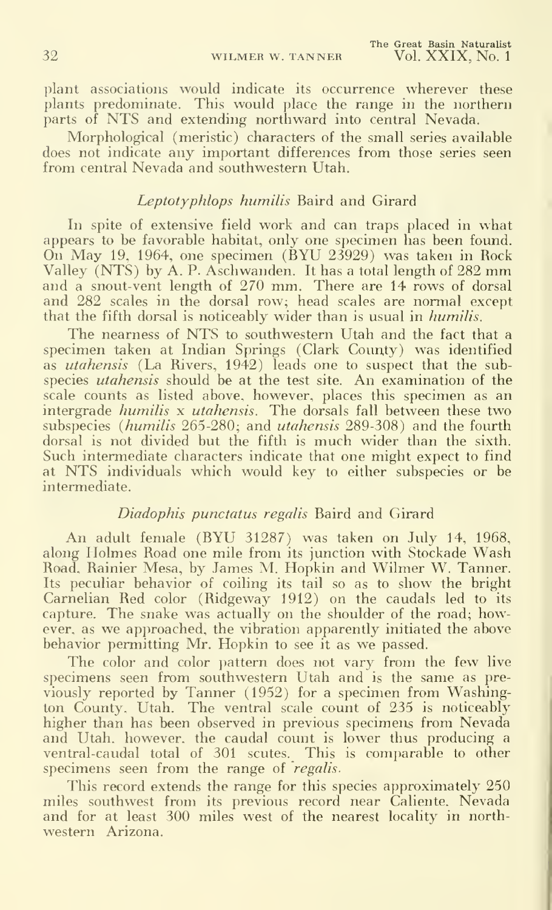plant associations would indicate its occurrence wherever these plants predominate. This would place the range in the northern parts of NTS and extending northward into central Nevada.

Morphological (meristic) characters of the small series available does not indicate any important differences from those series seen from central Nevada and southwestern Utah.

### *Leptotyphlops humilis* Baird and Girard

In spite of extensive field work and can traps placed in what appears to be favorable habitat, only one specimen has been found. On May 19, 1964, one specimen (BYU 23929) was taken in Rock Valley (NTS) by A. P. Aschwanden. It has a total length of 282 mm and a snout-vent length of 270 mm. There are 14 rows of dorsal and 282 scales in the dorsal row; head scales are normal except that the fifth dorsal is noticeably wider than is usual in *humilis*.

The nearness of NTS to southwestern Utah and the fact that a specimen taken at Indian Springs (Clark County) was identified as *utahensis* (La Rivers, 1942) leads one to suspect that the subspecies *utahensis* should be at the test site. An examination of the scale counts as listed above, however, places this specimen as an intergrade *humilis* x *utahensis*. The dorsals fall between these two subspecies (*humilis* 265-280; and *utahensis* 289-308) and the fourth dorsal is not divided but the fifth is much wider than the sixth. Such intermediate characters indicate that one might expect to find at NTS individuals which would key to either subspecies or be intermediate.

### *Diadophis punctatus regalis* Baird and Girard

An adult female (BYU 31287) was taken on July 14, 1968, along Holmes Road one mile from its junction with Stockade Wash Road, Rainier Mesa, by James M. Hopkin and Wilmer W. Tanner. Its peculiar behavior of coiling its tail so as to show the bright Carnelian Red color (Ridgeway 1912) on the caudals led to its capture. The snake was actually on the shoulder of the road; however, as we approached, the vibration apparently initiated the above behavior permitting Mr. Hopkin to see it as we passed.

The color and color pattern does not vary from the few live specimens seen from southwestern Utah and is the same as previously reported by Tanner (1952) for a specimen from Washington County, Utah. The ventral scale count of 235 is noticeably higher than has been observed in previous specimens from Nevada and Utah, however, the caudal count is lower thus producing a ventral-caudal total of 301 scutes. This is comparable to other specimens seen from the range of *regalis*.

This record extends the range for this species approximately 250 miles southwest from its previous record near Caliente, Nevada and for at least 300 miles west of the nearest locality in northwestern Arizona.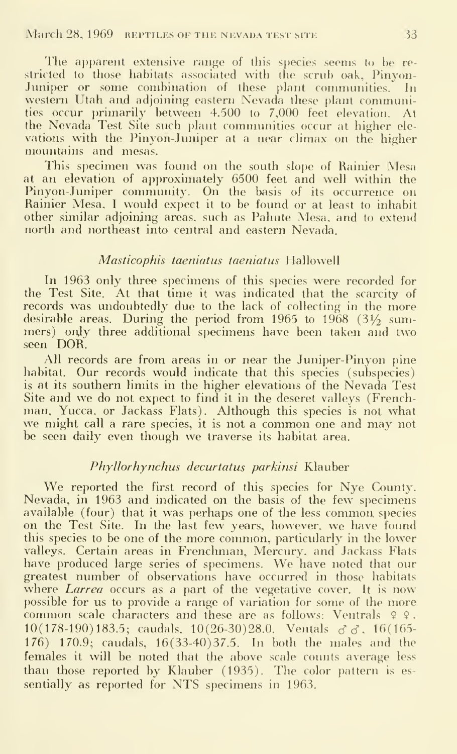The apparent extensive range of this species seems to be restricted to those habitats associated with the scrub oak, Pinyon-Juniper or some combination of these plant communities. In western Utah and adjoining eastern Nevada these plant communities occur primarily between 4.500 to 7,000 feet elevation. At the Nevada Test Site such plant communities occur at higher elevations with the Pinyon-Juniper at a near climax on the higher mountains and mesas.

This specimen was found on the south slope of Rainier Mesa at an elevation of approximately 6500 feet and well within the Pinyon-Juniper community. On the basis of its occurrence on Rainier Mesa, I would expect it to be found or at least to inhabit other similar adjoining areas, such as Pahute Mesa, and to extend north and northeast into central and eastern Nevada.

### *Masticophis taeniatus taeniatus* Hallowell

In 1963 only three specimens of this species were recorded for the Test Site. At that time it was indicated that the scarcity of records was undoubtedly due to the lack of collecting in the more desirable areas. During the period from 1965 to 1968 (3½ summers) only three additional specimens have been taken and two seen DOR.

All records are from areas in or near the Juniper-Pinyon pine habitat. Our records would indicate that this species (subspecies) is at its southern limits in the higher elevations of the Nevada Test Site and we do not expect to find it in the deseret valleys (Frenchman, Yucca, or Jackass Flats). Although this species is not what we might call a rare species, it is not a common one and may not be seen daily even though we traverse its habitat area.

### *Phyllorhynchus decurtatus parkinsi* Klauber

We reported the first record of this species for Nye County, Nevada, in 1963 and indicated on the basis of the few specimens available (four) that it was perhaps one of the less common species on the Test Site. In the last few years, however, we have found this species to be one of the more common, particularly in the lower valleys. Certain areas in Frenchman, Mercury, and Jackass Flats have produced large series of specimens. We have noted that our greatest number of observations have occurred in those habitats where *Larrea* occurs as a part of the vegetative cover. It is now possible for us to provide a range of variation for some of the more common scale characters and these are as follows: Ventrals ♀♀, 10(178-190)183.5; caudals, 10(26-30)28.0. Ventals ♂♂, 16(165-176) 170.9; caudals, 16(33-40)37.5. In both the males and the females it will be noted that the above scale counts average less than those reported by Klauber (1935). The color pattern is essentially as reported for NTS specimens in 1963.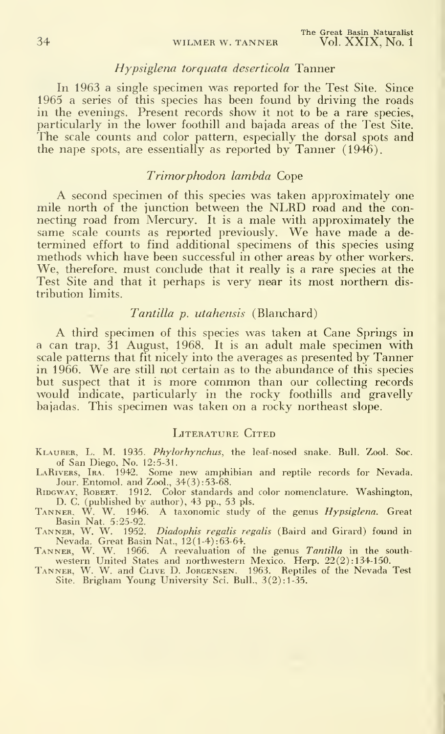### *Hypsiglena torquata deserticola* Tanner

In 1963 a single specimen was reported for the Test Site. Since 1965 a series of this species has been found by driving the roads in the evenings. Present records show it not to be a rare species, particularly in the lower foothill and bajada areas of the Test Site. The scale counts and color pattern, especially the dorsal spots and the nape spots, are essentially as reported by Tanner (1946).

### *Trimorphodon lambda* Cope

A second specimen of this species was taken approximately one mile north of the junction between the NLRD road and the connecting road from Mercury. It is a male with approximately the same scale counts as reported previously. We have made a determined effort to find additional specimens of this species using methods which have been successful in other areas by other workers. We, therefore, must conclude that it really is a rare species at the Test Site and that it perhaps is very near its most northern distribution limits.

### *Tantilla p. utahensis* (Blanchard)

A third specimen of this species was taken at Cane Springs in a can trap, 31 August, 1968. It is an adult male specimen with scale patterns that fit nicely into the averages as presented by Tanner in 1966. We are still not certain as to the abundance of this species but suspect that it is more common than our collecting records would indicate, particularly in the rocky foothills and gravelly bajadas. This specimen was taken on a rocky northeast slope.

## Literature Cited

Klauber, L. M. 1935. *Phylorhynchus*, the leaf-nosed snake. Bull. Zool. Soc. of San Diego, No. 12:5-31.

LaRivers, Ira. 1942. Some new amphibian and reptile records for Nevada. Jour. Entomol. and Zool., 34(3):53-68.

Ridgway, Robert. 1912. Color standards and color nomenclature. Washington, D. C. (published by author), 43 pp., 53 pls.

Tanner, W. W. 1946. A taxonomic study of the genus *Hypsiglena*. Great Basin Nat. 5:25-92.

Tanner, W. W. 1952. *Diadophis regalis regalis* (Baird and Girard) found in Nevada. Great Basin Nat., 12(1-4):63-64.

Tanner, W. W. 1966. A reevaluation of the genus *Tantilla* in the southwestern United States and northwestern Mexico. Herp. 22(2):134-150.

Tanner, W. W. and Clive D. Jorgensen. 1963. Reptiles of the Nevada Test Site. Brigham Young University Sci. Bull., 3(2):1-35.